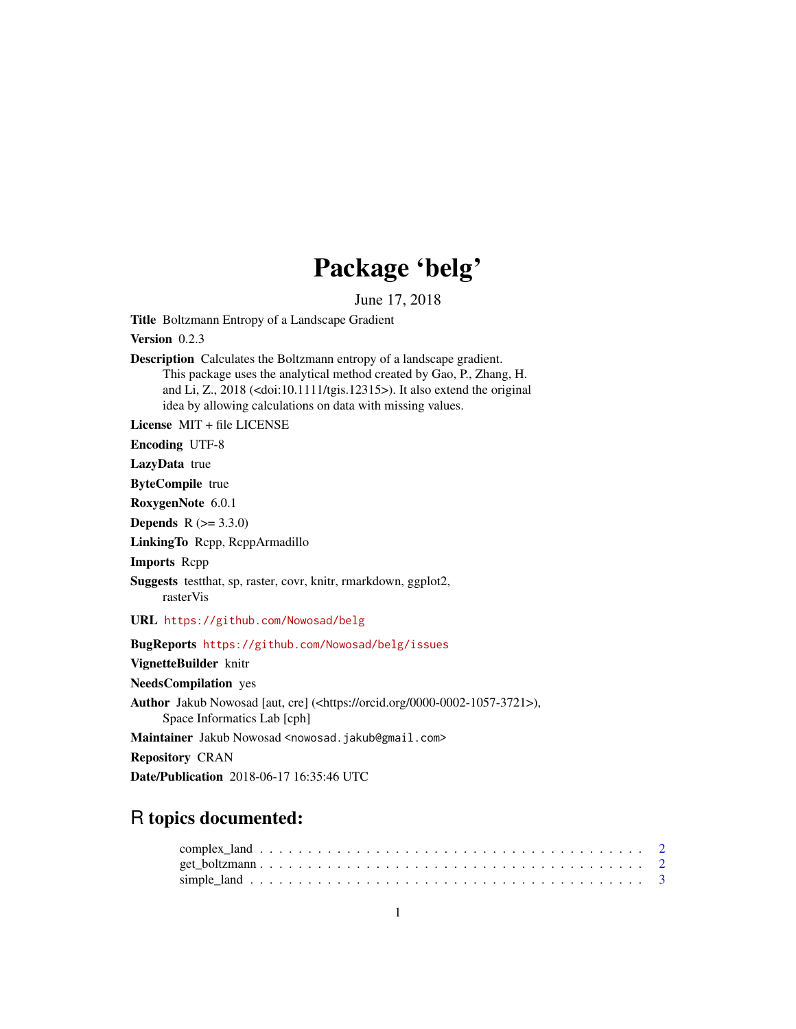# Package 'belg'

June 17, 2018

**Title** Boltzmann Entropy of a Landscape Gradient

**Version** 0.2.3

**Description** Calculates the Boltzmann entropy of a landscape gradient. This package uses the analytical method created by Gao, P., Zhang, H. and Li, Z., 2018 (<doi:10.1111/tgis.12315>). It also extend the original idea by allowing calculations on data with missing values.

**License** MIT + file LICENSE

**Encoding** UTF-8

**LazyData** true

**ByteCompile** true

**RoxygenNote** 6.0.1

**Depends** R (>= 3.3.0)

**LinkingTo** Rcpp, RcppArmadillo

**Imports** Rcpp

**Suggests** testthat, sp, raster, covr, knitr, rmarkdown, ggplot2, rasterVis

**URL** https://github.com/Nowosad/belg

**BugReports** https://github.com/Nowosad/belg/issues

**VignetteBuilder** knitr

**NeedsCompilation** yes

**Author** Jakub Nowosad [aut, cre] (<https://orcid.org/0000-0002-1057-3721>), Space Informatics Lab [cph]

**Maintainer** Jakub Nowosad <nowosad.jakub@gmail.com>

**Repository** CRAN

**Date/Publication** 2018-06-17 16:35:46 UTC

## R topics documented:

- complex_land . . . . . . . . . . . . . . . . . . . . . . . . . . . . . . . . . . . . . . 2
- get_boltzmann . . . . . . . . . . . . . . . . . . . . . . . . . . . . . . . . . . . . . . 2
- simple_land . . . . . . . . . . . . . . . . . . . . . . . . . . . . . . . . . . . . . . 3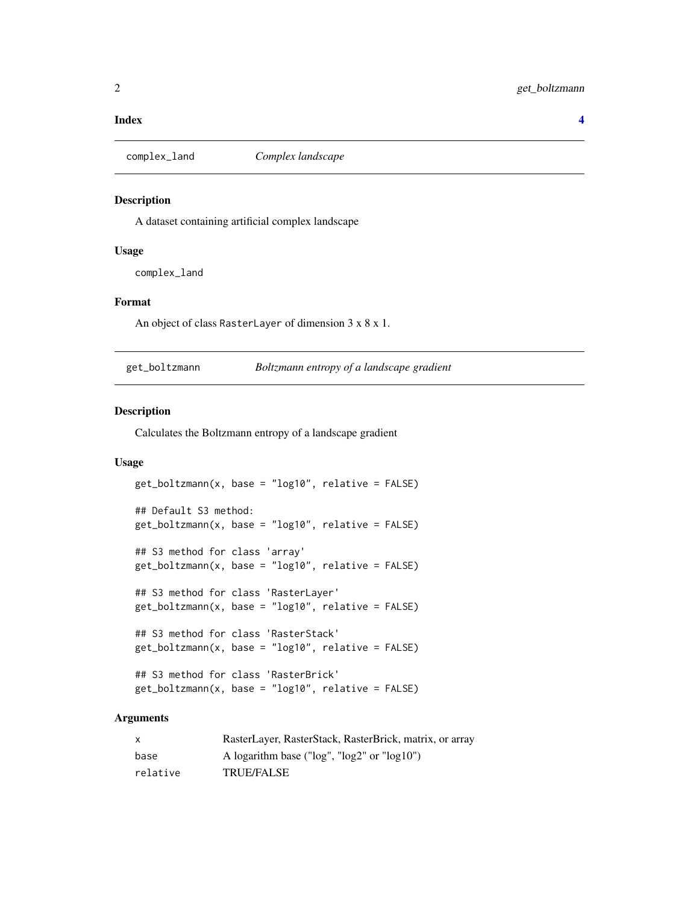**Index** **4**

## complex_land — *Complex landscape*

### Description

A dataset containing artificial complex landscape

### Usage

```
complex_land
```

### Format

An object of class RasterLayer of dimension 3 x 8 x 1.

## get_boltzmann — *Boltzmann entropy of a landscape gradient*

### Description

Calculates the Boltzmann entropy of a landscape gradient

### Usage

```
get_boltzmann(x, base = "log10", relative = FALSE)

## Default S3 method:
get_boltzmann(x, base = "log10", relative = FALSE)

## S3 method for class 'array'
get_boltzmann(x, base = "log10", relative = FALSE)

## S3 method for class 'RasterLayer'
get_boltzmann(x, base = "log10", relative = FALSE)

## S3 method for class 'RasterStack'
get_boltzmann(x, base = "log10", relative = FALSE)

## S3 method for class 'RasterBrick'
get_boltzmann(x, base = "log10", relative = FALSE)
```

### Arguments

| | |
|---|---|
| x | RasterLayer, RasterStack, RasterBrick, matrix, or array |
| base | A logarithm base ("log", "log2" or "log10") |
| relative | TRUE/FALSE |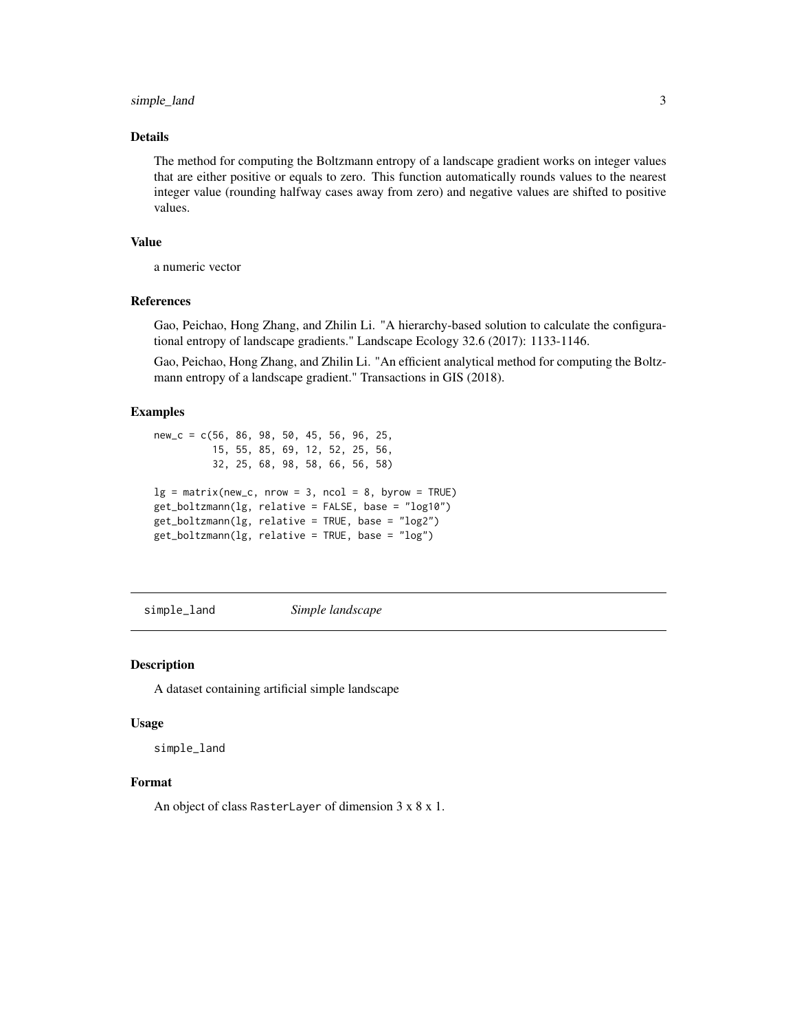### Details

The method for computing the Boltzmann entropy of a landscape gradient works on integer values that are either positive or equals to zero. This function automatically rounds values to the nearest integer value (rounding halfway cases away from zero) and negative values are shifted to positive values.

### Value

a numeric vector

### References

Gao, Peichao, Hong Zhang, and Zhilin Li. "A hierarchy-based solution to calculate the configurational entropy of landscape gradients." Landscape Ecology 32.6 (2017): 1133-1146.

Gao, Peichao, Hong Zhang, and Zhilin Li. "An efficient analytical method for computing the Boltzmann entropy of a landscape gradient." Transactions in GIS (2018).

### Examples

```
new_c = c(56, 86, 98, 50, 45, 56, 96, 25,
          15, 55, 85, 69, 12, 52, 25, 56,
          32, 25, 68, 98, 58, 66, 56, 58)

lg = matrix(new_c, nrow = 3, ncol = 8, byrow = TRUE)
get_boltzmann(lg, relative = FALSE, base = "log10")
get_boltzmann(lg, relative = TRUE, base = "log2")
get_boltzmann(lg, relative = TRUE, base = "log")
```

---

## simple_land *Simple landscape*

### Description

A dataset containing artificial simple landscape

### Usage

```
simple_land
```

### Format

An object of class `RasterLayer` of dimension 3 x 8 x 1.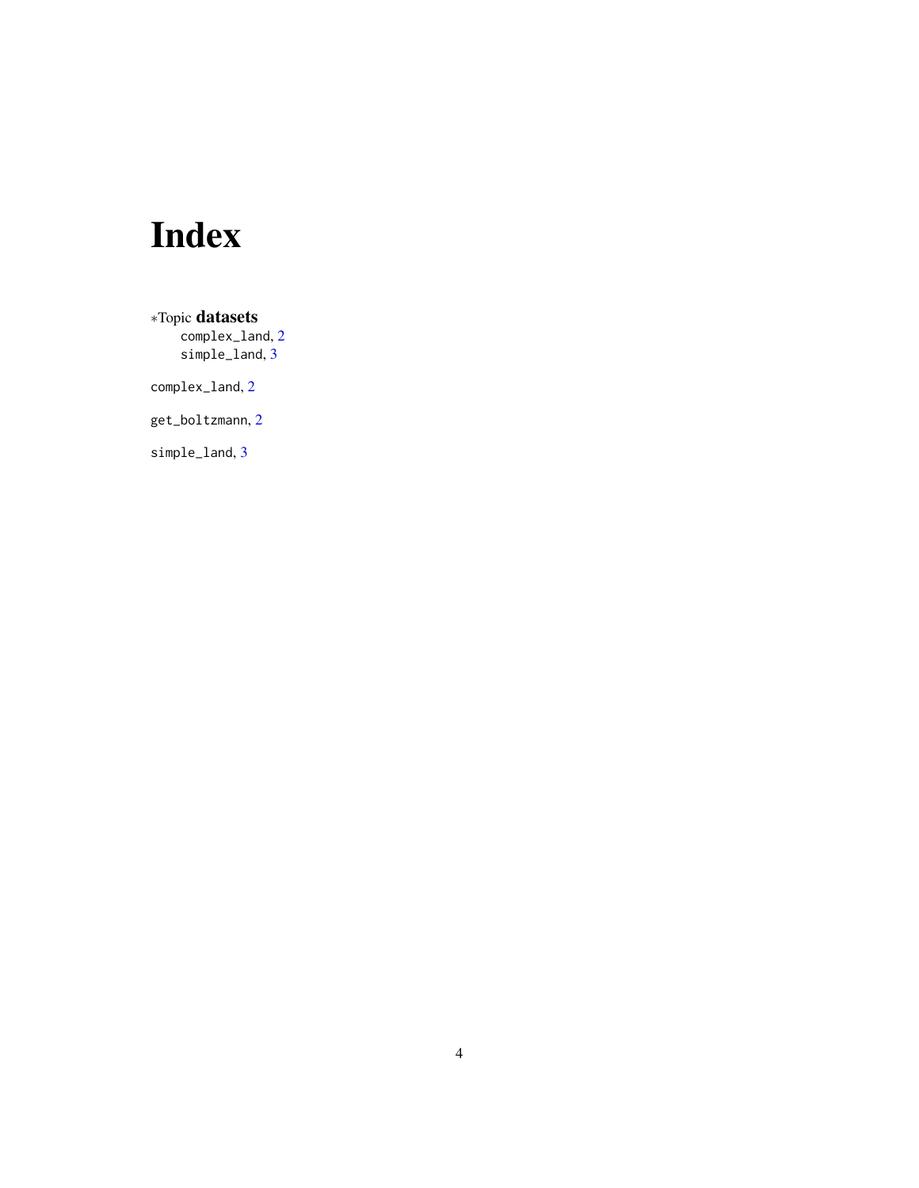# Index

∗Topic **datasets**

    complex_land, 2
    simple_land, 3

complex_land, 2

get_boltzmann, 2

simple_land, 3